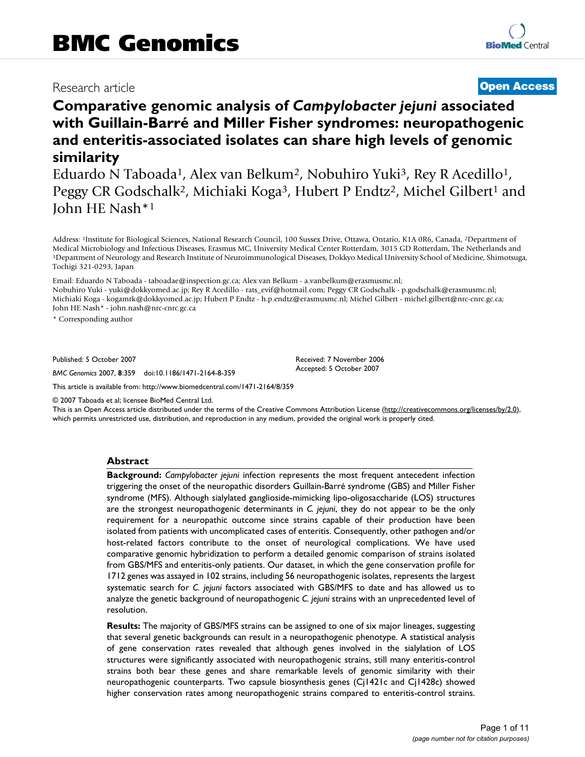# BMC Genomics

Research article **Open Access**

# Comparative genomic analysis of *Campylobacter jejuni* associated with Guillain-Barré and Miller Fisher syndromes: neuropathogenic and enteritis-associated isolates can share high levels of genomic similarity

Eduardo N Taboada[1], Alex van Belkum[2], Nobuhiro Yuki[3], Rey R Acedillo[1], Peggy CR Godschalk[2], Michiaki Koga[3], Hubert P Endtz[2], Michel Gilbert[1] and John HE Nash*[1]

Address: [1]Institute for Biological Sciences, National Research Council, 100 Sussex Drive, Ottawa, Ontario, K1A 0R6, Canada, [2]Department of Medical Microbiology and Infectious Diseases, Erasmus MC, University Medical Center Rotterdam, 3015 GD Rotterdam, The Netherlands and [3]Department of Neurology and Research Institute of Neuroimmunological Diseases, Dokkyo Medical University School of Medicine, Shimotsuga, Tochigi 321-0293, Japan

Email: Eduardo N Taboada - taboadae@inspection.gc.ca; Alex van Belkum - a.vanbelkum@erasmusmc.nl; Nobuhiro Yuki - yuki@dokkyomed.ac.jp; Rey R Acedillo - rats_evif@hotmail.com; Peggy CR Godschalk - p.godschalk@erasmusmc.nl; Michiaki Koga - kogamrk@dokkyomed.ac.jp; Hubert P Endtz - h.p.endtz@erasmusmc.nl; Michel Gilbert - michel.gilbert@nrc-cnrc.gc.ca; John HE Nash* - john.nash@nrc-cnrc.gc.ca

\* Corresponding author

Published: 5 October 2007

*BMC Genomics* 2007, **8**:359 doi:10.1186/1471-2164-8-359

Received: 7 November 2006
Accepted: 5 October 2007

This article is available from: http://www.biomedcentral.com/1471-2164/8/359

© 2007 Taboada et al; licensee BioMed Central Ltd.
This is an Open Access article distributed under the terms of the Creative Commons Attribution License (http://creativecommons.org/licenses/by/2.0), which permits unrestricted use, distribution, and reproduction in any medium, provided the original work is properly cited.

## Abstract

**Background:** *Campylobacter jejuni* infection represents the most frequent antecedent infection triggering the onset of the neuropathic disorders Guillain-Barré syndrome (GBS) and Miller Fisher syndrome (MFS). Although sialylated ganglioside-mimicking lipo-oligosaccharide (LOS) structures are the strongest neuropathogenic determinants in *C. jejuni*, they do not appear to be the only requirement for a neuropathic outcome since strains capable of their production have been isolated from patients with uncomplicated cases of enteritis. Consequently, other pathogen and/or host-related factors contribute to the onset of neurological complications. We have used comparative genomic hybridization to perform a detailed genomic comparison of strains isolated from GBS/MFS and enteritis-only patients. Our dataset, in which the gene conservation profile for 1712 genes was assayed in 102 strains, including 56 neuropathogenic isolates, represents the largest systematic search for *C. jejuni* factors associated with GBS/MFS to date and has allowed us to analyze the genetic background of neuropathogenic *C. jejuni* strains with an unprecedented level of resolution.

**Results:** The majority of GBS/MFS strains can be assigned to one of six major lineages, suggesting that several genetic backgrounds can result in a neuropathogenic phenotype. A statistical analysis of gene conservation rates revealed that although genes involved in the sialylation of LOS structures were significantly associated with neuropathogenic strains, still many enteritis-control strains both bear these genes and share remarkable levels of genomic similarity with their neuropathogenic counterparts. Two capsule biosynthesis genes (Cj1421c and Cj1428c) showed higher conservation rates among neuropathogenic strains compared to enteritis-control strains.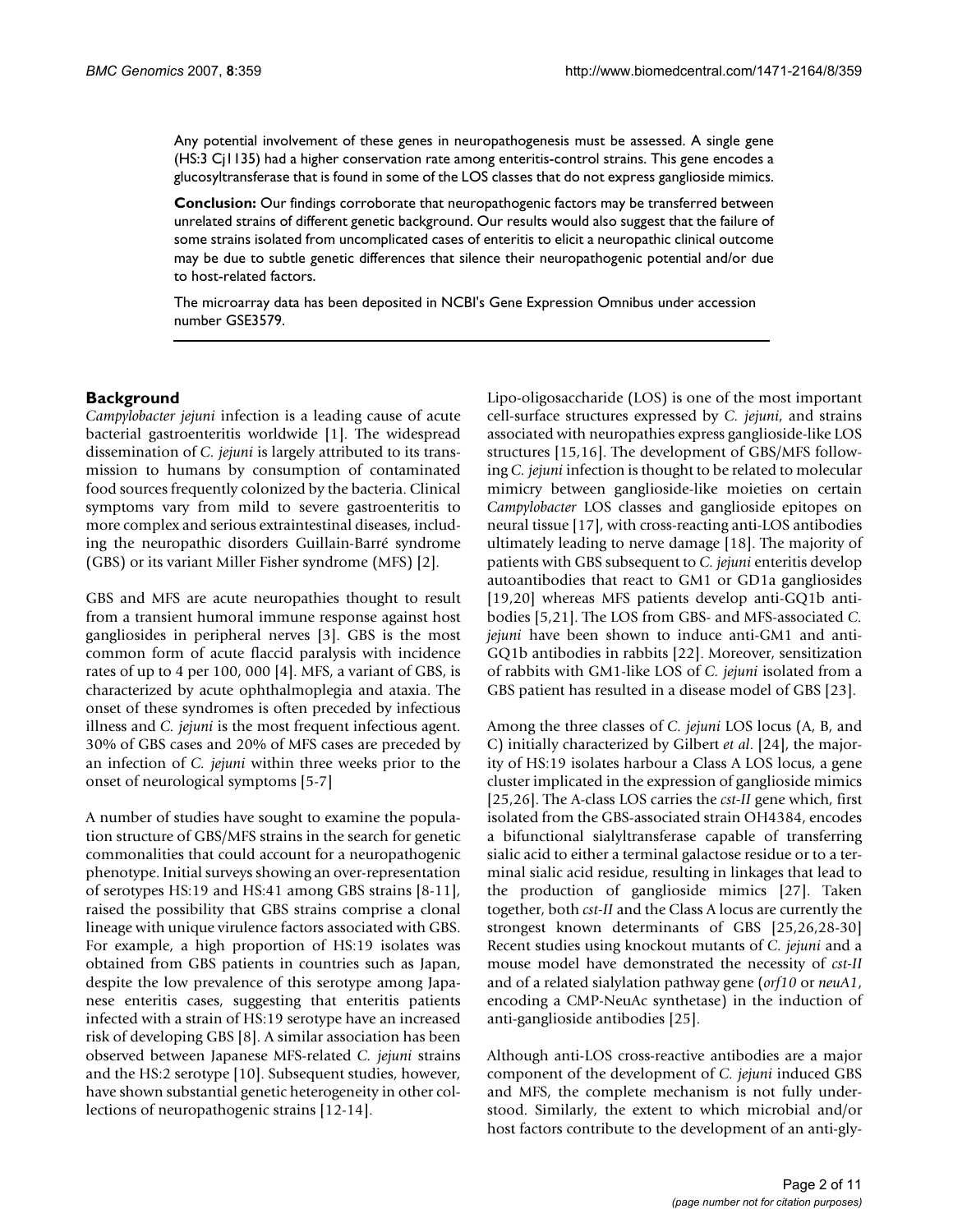Any potential involvement of these genes in neuropathogenesis must be assessed. A single gene (HS:3 Cj1135) had a higher conservation rate among enteritis-control strains. This gene encodes a glucosyltransferase that is found in some of the LOS classes that do not express ganglioside mimics.

**Conclusion:** Our findings corroborate that neuropathogenic factors may be transferred between unrelated strains of different genetic background. Our results would also suggest that the failure of some strains isolated from uncomplicated cases of enteritis to elicit a neuropathic clinical outcome may be due to subtle genetic differences that silence their neuropathogenic potential and/or due to host-related factors.

The microarray data has been deposited in NCBI's Gene Expression Omnibus under accession number GSE3579.

## Background

*Campylobacter jejuni* infection is a leading cause of acute bacterial gastroenteritis worldwide [1]. The widespread dissemination of *C. jejuni* is largely attributed to its transmission to humans by consumption of contaminated food sources frequently colonized by the bacteria. Clinical symptoms vary from mild to severe gastroenteritis to more complex and serious extraintestinal diseases, including the neuropathic disorders Guillain-Barré syndrome (GBS) or its variant Miller Fisher syndrome (MFS) [2].

GBS and MFS are acute neuropathies thought to result from a transient humoral immune response against host gangliosides in peripheral nerves [3]. GBS is the most common form of acute flaccid paralysis with incidence rates of up to 4 per 100, 000 [4]. MFS, a variant of GBS, is characterized by acute ophthalmoplegia and ataxia. The onset of these syndromes is often preceded by infectious illness and *C. jejuni* is the most frequent infectious agent. 30% of GBS cases and 20% of MFS cases are preceded by an infection of *C. jejuni* within three weeks prior to the onset of neurological symptoms [5-7]

A number of studies have sought to examine the population structure of GBS/MFS strains in the search for genetic commonalities that could account for a neuropathogenic phenotype. Initial surveys showing an over-representation of serotypes HS:19 and HS:41 among GBS strains [8-11], raised the possibility that GBS strains comprise a clonal lineage with unique virulence factors associated with GBS. For example, a high proportion of HS:19 isolates was obtained from GBS patients in countries such as Japan, despite the low prevalence of this serotype among Japanese enteritis cases, suggesting that enteritis patients infected with a strain of HS:19 serotype have an increased risk of developing GBS [8]. A similar association has been observed between Japanese MFS-related *C. jejuni* strains and the HS:2 serotype [10]. Subsequent studies, however, have shown substantial genetic heterogeneity in other collections of neuropathogenic strains [12-14].

Lipo-oligosaccharide (LOS) is one of the most important cell-surface structures expressed by *C. jejuni*, and strains associated with neuropathies express ganglioside-like LOS structures [15,16]. The development of GBS/MFS following *C. jejuni* infection is thought to be related to molecular mimicry between ganglioside-like moieties on certain *Campylobacter* LOS classes and ganglioside epitopes on neural tissue [17], with cross-reacting anti-LOS antibodies ultimately leading to nerve damage [18]. The majority of patients with GBS subsequent to *C. jejuni* enteritis develop autoantibodies that react to GM1 or GD1a gangliosides [19,20] whereas MFS patients develop anti-GQ1b antibodies [5,21]. The LOS from GBS- and MFS-associated *C. jejuni* have been shown to induce anti-GM1 and anti-GQ1b antibodies in rabbits [22]. Moreover, sensitization of rabbits with GM1-like LOS of *C. jejuni* isolated from a GBS patient has resulted in a disease model of GBS [23].

Among the three classes of *C. jejuni* LOS locus (A, B, and C) initially characterized by Gilbert *et al*. [24], the majority of HS:19 isolates harbour a Class A LOS locus, a gene cluster implicated in the expression of ganglioside mimics [25,26]. The A-class LOS carries the *cst-II* gene which, first isolated from the GBS-associated strain OH4384, encodes a bifunctional sialyltransferase capable of transferring sialic acid to either a terminal galactose residue or to a terminal sialic acid residue, resulting in linkages that lead to the production of ganglioside mimics [27]. Taken together, both *cst-II* and the Class A locus are currently the strongest known determinants of GBS [25,26,28-30] Recent studies using knockout mutants of *C. jejuni* and a mouse model have demonstrated the necessity of *cst-II* and of a related sialylation pathway gene (*orf10* or *neuA1*, encoding a CMP-NeuAc synthetase) in the induction of anti-ganglioside antibodies [25].

Although anti-LOS cross-reactive antibodies are a major component of the development of *C. jejuni* induced GBS and MFS, the complete mechanism is not fully understood. Similarly, the extent to which microbial and/or host factors contribute to the development of an anti-gly-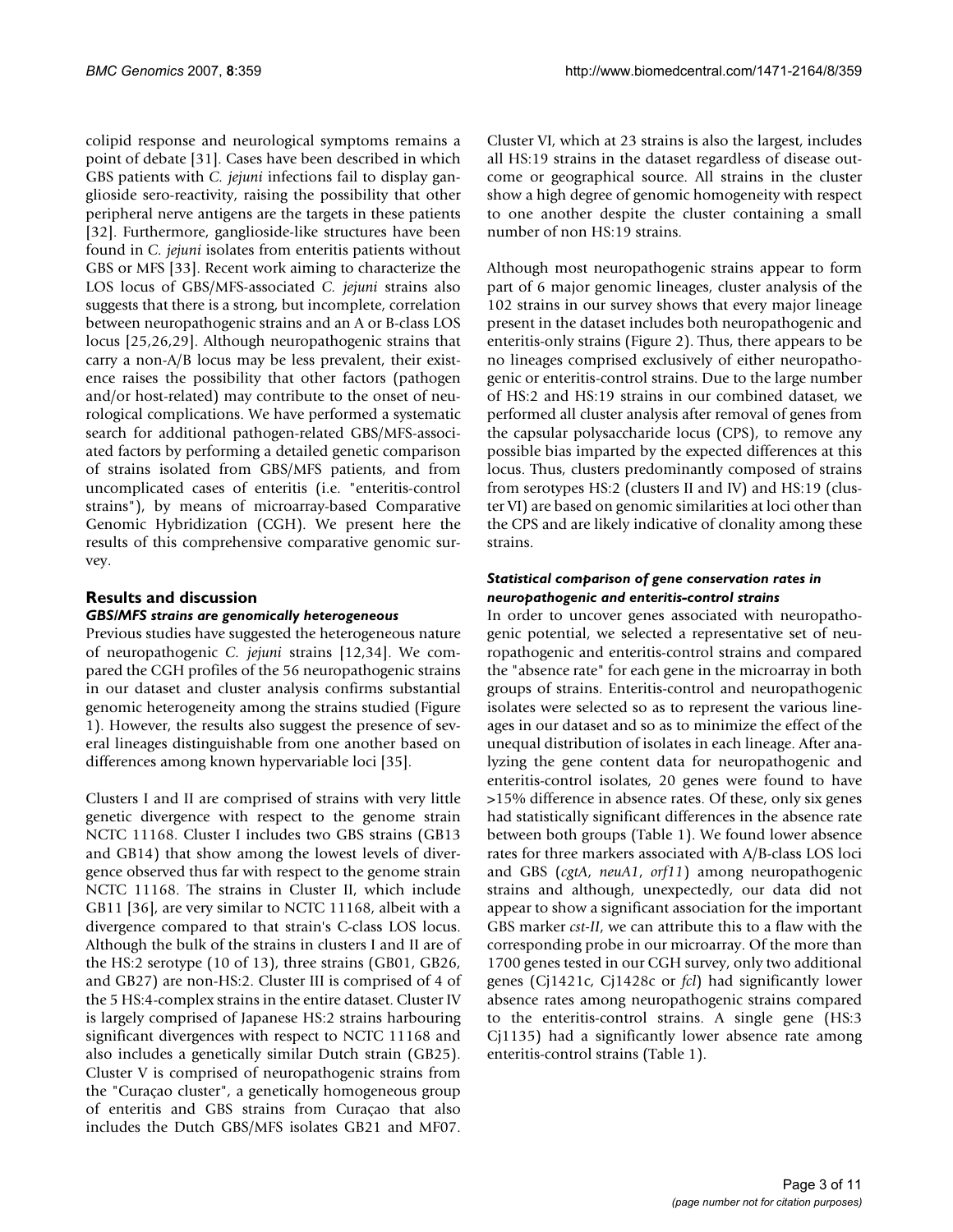colipid response and neurological symptoms remains a point of debate [31]. Cases have been described in which GBS patients with *C. jejuni* infections fail to display ganglioside sero-reactivity, raising the possibility that other peripheral nerve antigens are the targets in these patients [32]. Furthermore, ganglioside-like structures have been found in *C. jejuni* isolates from enteritis patients without GBS or MFS [33]. Recent work aiming to characterize the LOS locus of GBS/MFS-associated *C. jejuni* strains also suggests that there is a strong, but incomplete, correlation between neuropathogenic strains and an A or B-class LOS locus [25,26,29]. Although neuropathogenic strains that carry a non-A/B locus may be less prevalent, their existence raises the possibility that other factors (pathogen and/or host-related) may contribute to the onset of neurological complications. We have performed a systematic search for additional pathogen-related GBS/MFS-associated factors by performing a detailed genetic comparison of strains isolated from GBS/MFS patients, and from uncomplicated cases of enteritis (i.e. "enteritis-control strains"), by means of microarray-based Comparative Genomic Hybridization (CGH). We present here the results of this comprehensive comparative genomic survey.

## Results and discussion

### *GBS/MFS strains are genomically heterogeneous*

Previous studies have suggested the heterogeneous nature of neuropathogenic *C. jejuni* strains [12,34]. We compared the CGH profiles of the 56 neuropathogenic strains in our dataset and cluster analysis confirms substantial genomic heterogeneity among the strains studied (Figure 1). However, the results also suggest the presence of several lineages distinguishable from one another based on differences among known hypervariable loci [35].

Clusters I and II are comprised of strains with very little genetic divergence with respect to the genome strain NCTC 11168. Cluster I includes two GBS strains (GB13 and GB14) that show among the lowest levels of divergence observed thus far with respect to the genome strain NCTC 11168. The strains in Cluster II, which include GB11 [36], are very similar to NCTC 11168, albeit with a divergence compared to that strain's C-class LOS locus. Although the bulk of the strains in clusters I and II are of the HS:2 serotype (10 of 13), three strains (GB01, GB26, and GB27) are non-HS:2. Cluster III is comprised of 4 of the 5 HS:4-complex strains in the entire dataset. Cluster IV is largely comprised of Japanese HS:2 strains harbouring significant divergences with respect to NCTC 11168 and also includes a genetically similar Dutch strain (GB25). Cluster V is comprised of neuropathogenic strains from the "Curaçao cluster", a genetically homogeneous group of enteritis and GBS strains from Curaçao that also includes the Dutch GBS/MFS isolates GB21 and MF07. Cluster VI, which at 23 strains is also the largest, includes all HS:19 strains in the dataset regardless of disease outcome or geographical source. All strains in the cluster show a high degree of genomic homogeneity with respect to one another despite the cluster containing a small number of non HS:19 strains.

Although most neuropathogenic strains appear to form part of 6 major genomic lineages, cluster analysis of the 102 strains in our survey shows that every major lineage present in the dataset includes both neuropathogenic and enteritis-only strains (Figure 2). Thus, there appears to be no lineages comprised exclusively of either neuropathogenic or enteritis-control strains. Due to the large number of HS:2 and HS:19 strains in our combined dataset, we performed all cluster analysis after removal of genes from the capsular polysaccharide locus (CPS), to remove any possible bias imparted by the expected differences at this locus. Thus, clusters predominantly composed of strains from serotypes HS:2 (clusters II and IV) and HS:19 (cluster VI) are based on genomic similarities at loci other than the CPS and are likely indicative of clonality among these strains.

### *Statistical comparison of gene conservation rates in neuropathogenic and enteritis-control strains*

In order to uncover genes associated with neuropathogenic potential, we selected a representative set of neuropathogenic and enteritis-control strains and compared the "absence rate" for each gene in the microarray in both groups of strains. Enteritis-control and neuropathogenic isolates were selected so as to represent the various lineages in our dataset and so as to minimize the effect of the unequal distribution of isolates in each lineage. After analyzing the gene content data for neuropathogenic and enteritis-control isolates, 20 genes were found to have >15% difference in absence rates. Of these, only six genes had statistically significant differences in the absence rate between both groups (Table 1). We found lower absence rates for three markers associated with A/B-class LOS loci and GBS (*cgtA*, *neuA1*, *orf11*) among neuropathogenic strains and although, unexpectedly, our data did not appear to show a significant association for the important GBS marker *cst-II*, we can attribute this to a flaw with the corresponding probe in our microarray. Of the more than 1700 genes tested in our CGH survey, only two additional genes (Cj1421c, Cj1428c or *fcl*) had significantly lower absence rates among neuropathogenic strains compared to the enteritis-control strains. A single gene (HS:3 Cj1135) had a significantly lower absence rate among enteritis-control strains (Table 1).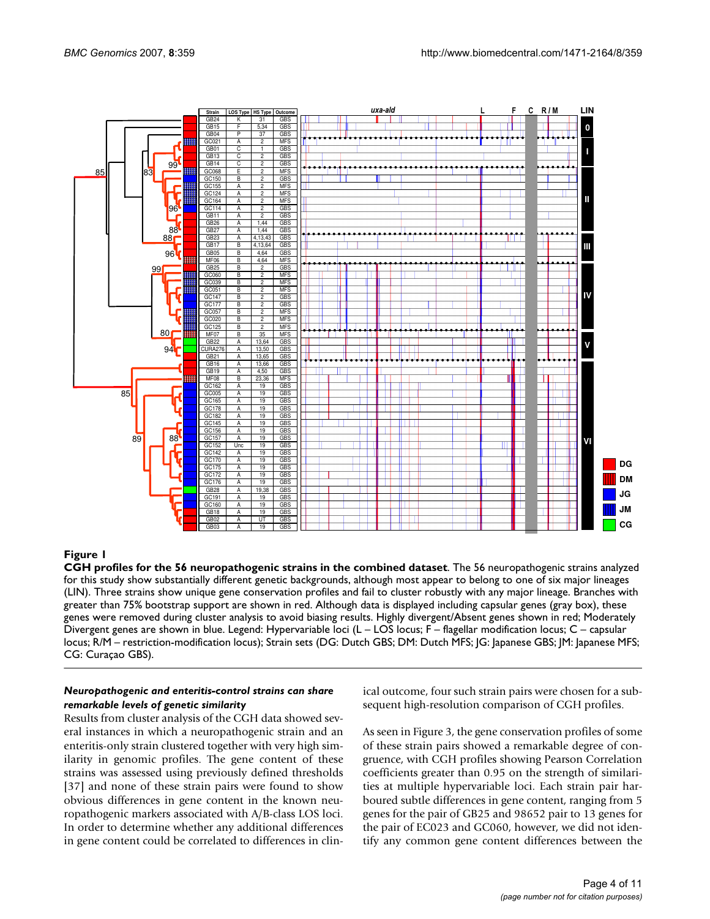**Figure 1**

**CGH profiles for the 56 neuropathogenic strains in the combined dataset**. The 56 neuropathogenic strains analyzed for this study show substantially different genetic backgrounds, although most appear to belong to one of six major lineages (LIN). Three strains show unique gene conservation profiles and fail to cluster robustly with any major lineage. Branches with greater than 75% bootstrap support are shown in red. Although data is displayed including capsular genes (gray box), these genes were removed during cluster analysis to avoid biasing results. Highly divergent/Absent genes shown in red; Moderately Divergent genes are shown in blue. Legend: Hypervariable loci (L – LOS locus; F – flagellar modification locus; C – capsular locus; R/M – restriction-modification locus); Strain sets (DG: Dutch GBS; DM: Dutch MFS; JG: Japanese GBS; JM: Japanese MFS; CG: Curaçao GBS).

### *Neuropathogenic and enteritis-control strains can share remarkable levels of genetic similarity*

Results from cluster analysis of the CGH data showed several instances in which a neuropathogenic strain and an enteritis-only strain clustered together with very high similarity in genomic profiles. The gene content of these strains was assessed using previously defined thresholds [37] and none of these strain pairs were found to show obvious differences in gene content in the known neuropathogenic markers associated with A/B-class LOS loci. In order to determine whether any additional differences in gene content could be correlated to differences in clinical outcome, four such strain pairs were chosen for a subsequent high-resolution comparison of CGH profiles.

As seen in Figure 3, the gene conservation profiles of some of these strain pairs showed a remarkable degree of congruence, with CGH profiles showing Pearson Correlation coefficients greater than 0.95 on the strength of similarities at multiple hypervariable loci. Each strain pair harboured subtle differences in gene content, ranging from 5 genes for the pair of GB25 and 98652 pair to 13 genes for the pair of EC023 and GC060, however, we did not identify any common gene content differences between the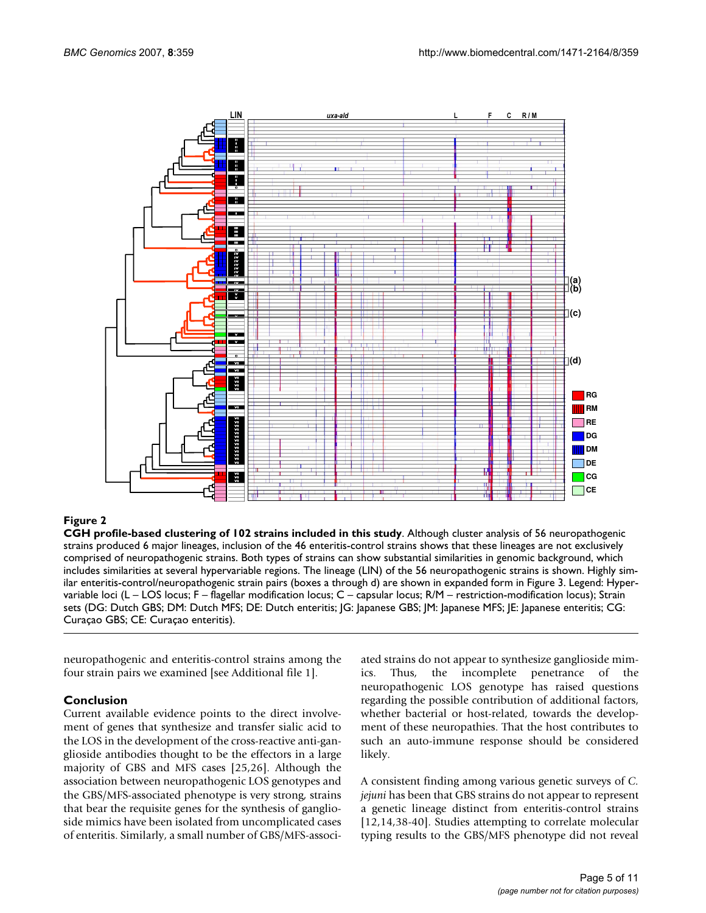**Figure 2**

**CGH profile-based clustering of 102 strains included in this study**. Although cluster analysis of 56 neuropathogenic strains produced 6 major lineages, inclusion of the 46 enteritis-control strains shows that these lineages are not exclusively comprised of neuropathogenic strains. Both types of strains can show substantial similarities in genomic background, which includes similarities at several hypervariable regions. The lineage (LIN) of the 56 neuropathogenic strains is shown. Highly similar enteritis-control/neuropathogenic strain pairs (boxes a through d) are shown in expanded form in Figure 3. Legend: Hypervariable loci (L – LOS locus; F – flagellar modification locus; C – capsular locus; R/M – restriction-modification locus); Strain sets (DG: Dutch GBS; DM: Dutch MFS; DE: Dutch enteritis; JG: Japanese GBS; JM: Japanese MFS; JE: Japanese enteritis; CG: Curaçao GBS; CE: Curaçao enteritis).

neuropathogenic and enteritis-control strains among the four strain pairs we examined [see Additional file 1].

## Conclusion

Current available evidence points to the direct involvement of genes that synthesize and transfer sialic acid to the LOS in the development of the cross-reactive anti-ganglioside antibodies thought to be the effectors in a large majority of GBS and MFS cases [25,26]. Although the association between neuropathogenic LOS genotypes and the GBS/MFS-associated phenotype is very strong, strains that bear the requisite genes for the synthesis of ganglioside mimics have been isolated from uncomplicated cases of enteritis. Similarly, a small number of GBS/MFS-associated strains do not appear to synthesize ganglioside mimics. Thus, the incomplete penetrance of the neuropathogenic LOS genotype has raised questions regarding the possible contribution of additional factors, whether bacterial or host-related, towards the development of these neuropathies. That the host contributes to such an auto-immune response should be considered likely.

A consistent finding among various genetic surveys of *C. jejuni* has been that GBS strains do not appear to represent a genetic lineage distinct from enteritis-control strains [12,14,38-40]. Studies attempting to correlate molecular typing results to the GBS/MFS phenotype did not reveal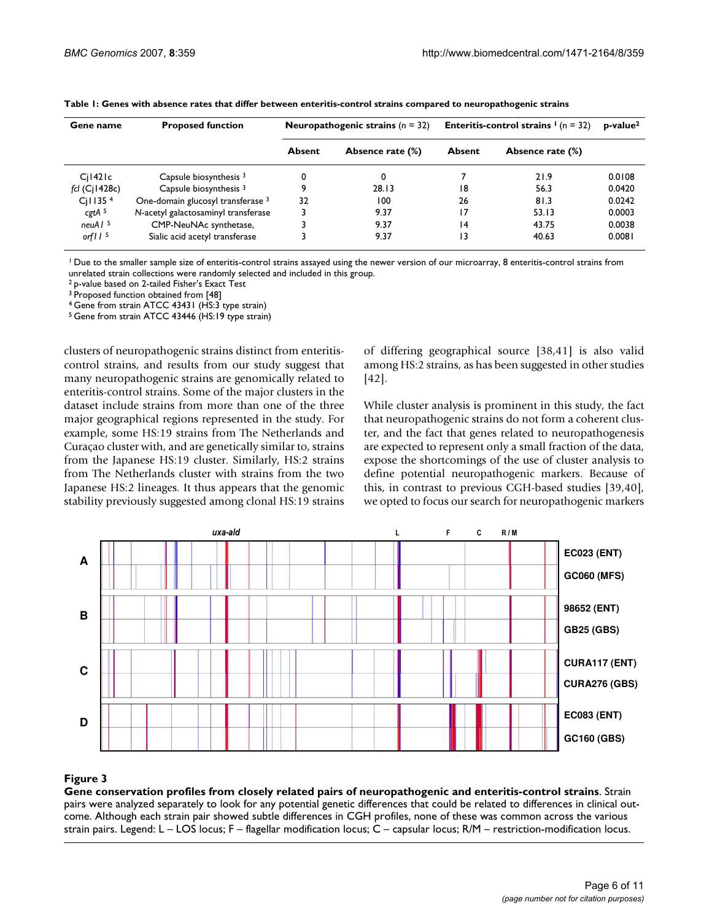**Table 1: Genes with absence rates that differ between enteritis-control strains compared to neuropathogenic strains**

| Gene name | Proposed function | Neuropathogenic strains (n = 32) | | Enteritis-control strains [1] (n = 32) | | p-value[2] |
|---|---|---|---|---|---|---|
| | | Absent | Absence rate (%) | Absent | Absence rate (%) | |
| Cj1421c | Capsule biosynthesis [3] | 0 | 0 | 7 | 21.9 | 0.0108 |
| *fcl* (Cj1428c) | Capsule biosynthesis [3] | 9 | 28.13 | 18 | 56.3 | 0.0420 |
| Cj1135 [4] | One-domain glucosyl transferase [3] | 32 | 100 | 26 | 81.3 | 0.0242 |
| *cgtA* [5] | *N*-acetyl galactosaminyl transferase | 3 | 9.37 | 17 | 53.13 | 0.0003 |
| *neuA1* [5] | CMP-NeuNAc synthetase, | 3 | 9.37 | 14 | 43.75 | 0.0038 |
| *orf11* [5] | Sialic acid acetyl transferase | 3 | 9.37 | 13 | 40.63 | 0.0081 |

[1] Due to the smaller sample size of enteritis-control strains assayed using the newer version of our microarray, 8 enteritis-control strains from unrelated strain collections were randomly selected and included in this group.
[2] p-value based on 2-tailed Fisher's Exact Test
[3] Proposed function obtained from [48]
[4] Gene from strain ATCC 43431 (HS:3 type strain)
[5] Gene from strain ATCC 43446 (HS:19 type strain)

clusters of neuropathogenic strains distinct from enteritis-control strains, and results from our study suggest that many neuropathogenic strains are genomically related to enteritis-control strains. Some of the major clusters in the dataset include strains from more than one of the three major geographical regions represented in the study. For example, some HS:19 strains from The Netherlands and Curaçao cluster with, and are genetically similar to, strains from the Japanese HS:19 cluster. Similarly, HS:2 strains from The Netherlands cluster with strains from the two Japanese HS:2 lineages. It thus appears that the genomic stability previously suggested among clonal HS:19 strains of differing geographical source [38,41] is also valid among HS:2 strains, as has been suggested in other studies [42].

While cluster analysis is prominent in this study, the fact that neuropathogenic strains do not form a coherent cluster, and the fact that genes related to neuropathogenesis are expected to represent only a small fraction of the data, expose the shortcomings of the use of cluster analysis to define potential neuropathogenic markers. Because of this, in contrast to previous CGH-based studies [39,40], we opted to focus our search for neuropathogenic markers

**Figure 3**
**Gene conservation profiles from closely related pairs of neuropathogenic and enteritis-control strains**. Strain pairs were analyzed separately to look for any potential genetic differences that could be related to differences in clinical outcome. Although each strain pair showed subtle differences in CGH profiles, none of these was common across the various strain pairs. Legend: L – LOS locus; F – flagellar modification locus; C – capsular locus; R/M – restriction-modification locus.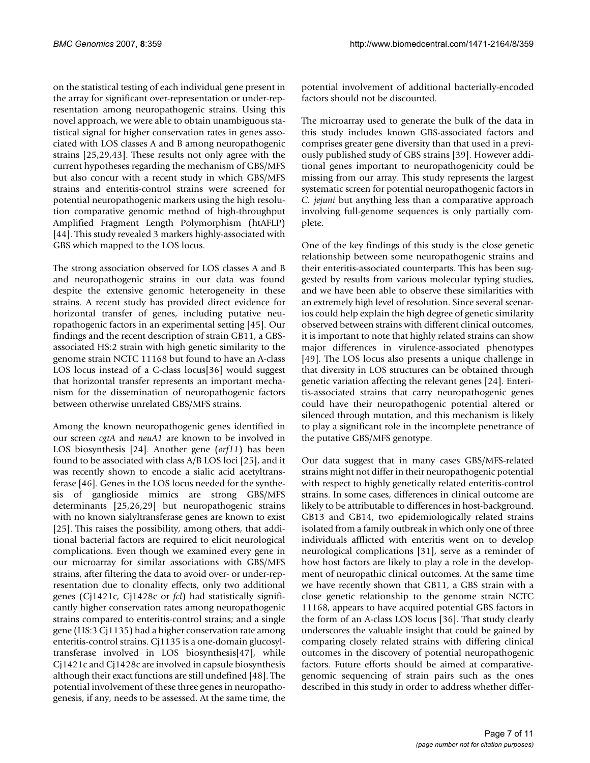on the statistical testing of each individual gene present in the array for significant over-representation or under-representation among neuropathogenic strains. Using this novel approach, we were able to obtain unambiguous statistical signal for higher conservation rates in genes associated with LOS classes A and B among neuropathogenic strains [25,29,43]. These results not only agree with the current hypotheses regarding the mechanism of GBS/MFS but also concur with a recent study in which GBS/MFS strains and enteritis-control strains were screened for potential neuropathogenic markers using the high resolution comparative genomic method of high-throughput Amplified Fragment Length Polymorphism (htAFLP) [44]. This study revealed 3 markers highly-associated with GBS which mapped to the LOS locus.

The strong association observed for LOS classes A and B and neuropathogenic strains in our data was found despite the extensive genomic heterogeneity in these strains. A recent study has provided direct evidence for horizontal transfer of genes, including putative neuropathogenic factors in an experimental setting [45]. Our findings and the recent description of strain GB11, a GBS-associated HS:2 strain with high genetic similarity to the genome strain NCTC 11168 but found to have an A-class LOS locus instead of a C-class locus[36] would suggest that horizontal transfer represents an important mechanism for the dissemination of neuropathogenic factors between otherwise unrelated GBS/MFS strains.

Among the known neuropathogenic genes identified in our screen *cgtA* and *neuA1* are known to be involved in LOS biosynthesis [24]. Another gene (*orf11*) has been found to be associated with class A/B LOS loci [25], and it was recently shown to encode a sialic acid acetyltransferase [46]. Genes in the LOS locus needed for the synthesis of ganglioside mimics are strong GBS/MFS determinants [25,26,29] but neuropathogenic strains with no known sialyltransferase genes are known to exist [25]. This raises the possibility, among others, that additional bacterial factors are required to elicit neurological complications. Even though we examined every gene in our microarray for similar associations with GBS/MFS strains, after filtering the data to avoid over- or under-representation due to clonality effects, only two additional genes (Cj1421c, Cj1428c or *fcl*) had statistically significantly higher conservation rates among neuropathogenic strains compared to enteritis-control strains; and a single gene (HS:3 Cj1135) had a higher conservation rate among enteritis-control strains. Cj1135 is a one-domain glucosyltransferase involved in LOS biosynthesis[47], while Cj1421c and Cj1428c are involved in capsule biosynthesis although their exact functions are still undefined [48]. The potential involvement of these three genes in neuropathogenesis, if any, needs to be assessed. At the same time, the potential involvement of additional bacterially-encoded factors should not be discounted.

The microarray used to generate the bulk of the data in this study includes known GBS-associated factors and comprises greater gene diversity than that used in a previously published study of GBS strains [39]. However additional genes important to neuropathogenicity could be missing from our array. This study represents the largest systematic screen for potential neuropathogenic factors in *C. jejuni* but anything less than a comparative approach involving full-genome sequences is only partially complete.

One of the key findings of this study is the close genetic relationship between some neuropathogenic strains and their enteritis-associated counterparts. This has been suggested by results from various molecular typing studies, and we have been able to observe these similarities with an extremely high level of resolution. Since several scenarios could help explain the high degree of genetic similarity observed between strains with different clinical outcomes, it is important to note that highly related strains can show major differences in virulence-associated phenotypes [49]. The LOS locus also presents a unique challenge in that diversity in LOS structures can be obtained through genetic variation affecting the relevant genes [24]. Enteritis-associated strains that carry neuropathogenic genes could have their neuropathogenic potential altered or silenced through mutation, and this mechanism is likely to play a significant role in the incomplete penetrance of the putative GBS/MFS genotype.

Our data suggest that in many cases GBS/MFS-related strains might not differ in their neuropathogenic potential with respect to highly genetically related enteritis-control strains. In some cases, differences in clinical outcome are likely to be attributable to differences in host-background. GB13 and GB14, two epidemiologically related strains isolated from a family outbreak in which only one of three individuals afflicted with enteritis went on to develop neurological complications [31], serve as a reminder of how host factors are likely to play a role in the development of neuropathic clinical outcomes. At the same time we have recently shown that GB11, a GBS strain with a close genetic relationship to the genome strain NCTC 11168, appears to have acquired potential GBS factors in the form of an A-class LOS locus [36]. That study clearly underscores the valuable insight that could be gained by comparing closely related strains with differing clinical outcomes in the discovery of potential neuropathogenic factors. Future efforts should be aimed at comparative-genomic sequencing of strain pairs such as the ones described in this study in order to address whether differ-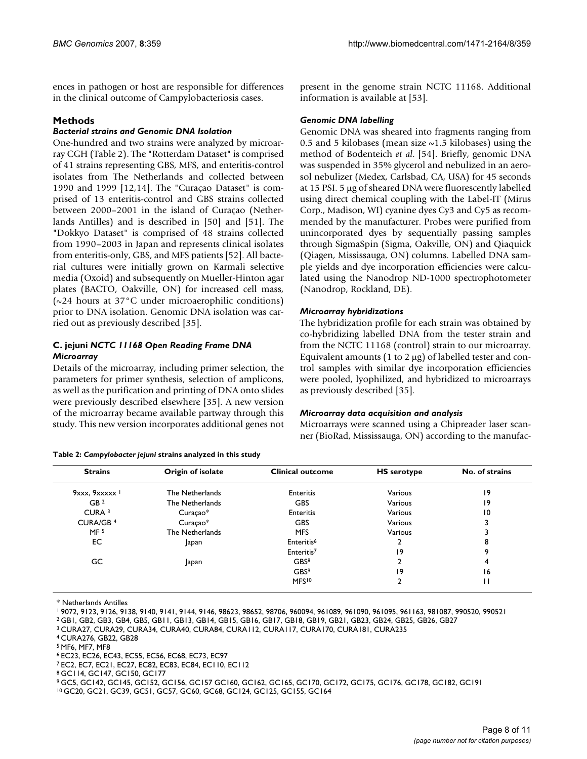ences in pathogen or host are responsible for differences in the clinical outcome of Campylobacteriosis cases.

## Methods

### *Bacterial strains and Genomic DNA Isolation*

One-hundred and two strains were analyzed by microarray CGH (Table 2). The "Rotterdam Dataset" is comprised of 41 strains representing GBS, MFS, and enteritis-control isolates from The Netherlands and collected between 1990 and 1999 [12,14]. The "Curaçao Dataset" is comprised of 13 enteritis-control and GBS strains collected between 2000–2001 in the island of Curaçao (Netherlands Antilles) and is described in [50] and [51]. The "Dokkyo Dataset" is comprised of 48 strains collected from 1990–2003 in Japan and represents clinical isolates from enteritis-only, GBS, and MFS patients [52]. All bacterial cultures were initially grown on Karmali selective media (Oxoid) and subsequently on Mueller-Hinton agar plates (BACTO, Oakville, ON) for increased cell mass, (~24 hours at 37°C under microaerophilic conditions) prior to DNA isolation. Genomic DNA isolation was carried out as previously described [35].

### C. jejuni *NCTC 11168 Open Reading Frame DNA Microarray*

Details of the microarray, including primer selection, the parameters for primer synthesis, selection of amplicons, as well as the purification and printing of DNA onto slides were previously described elsewhere [35]. A new version of the microarray became available partway through this study. This new version incorporates additional genes not present in the genome strain NCTC 11168. Additional information is available at [53].

### *Genomic DNA labelling*

Genomic DNA was sheared into fragments ranging from 0.5 and 5 kilobases (mean size ~1.5 kilobases) using the method of Bodenteich *et al*. [54]. Briefly, genomic DNA was suspended in 35% glycerol and nebulized in an aerosol nebulizer (Medex, Carlsbad, CA, USA) for 45 seconds at 15 PSI. 5 μg of sheared DNA were fluorescently labelled using direct chemical coupling with the Label-IT (Mirus Corp., Madison, WI) cyanine dyes Cy3 and Cy5 as recommended by the manufacturer. Probes were purified from unincorporated dyes by sequentially passing samples through SigmaSpin (Sigma, Oakville, ON) and Qiaquick (Qiagen, Mississauga, ON) columns. Labelled DNA sample yields and dye incorporation efficiencies were calculated using the Nanodrop ND-1000 spectrophotometer (Nanodrop, Rockland, DE).

### *Microarray hybridizations*

The hybridization profile for each strain was obtained by co-hybridizing labelled DNA from the tester strain and from the NCTC 11168 (control) strain to our microarray. Equivalent amounts (1 to 2 μg) of labelled tester and control samples with similar dye incorporation efficiencies were pooled, lyophilized, and hybridized to microarrays as previously described [35].

### *Microarray data acquisition and analysis*

Microarrays were scanned using a Chipreader laser scanner (BioRad, Mississauga, ON) according to the manufac-

**Table 2: *Campylobacter jejuni* strains analyzed in this study**

| Strains | Origin of isolate | Clinical outcome | HS serotype | No. of strains |
|---|---|---|---|---|
| 9xxx, 9xxxxx [1] | The Netherlands | Enteritis | Various | 19 |
| GB [2] | The Netherlands | GBS | Various | 19 |
| CURA [3] | Curaçao* | Enteritis | Various | 10 |
| CURA/GB [4] | Curaçao* | GBS | Various | 3 |
| MF [5] | The Netherlands | MFS | Various | 3 |
| EC | Japan | Enteritis[6] | 2 | 8 |
| | | Enteritis[7] | 19 | 9 |
| GC | Japan | GBS[8] | 2 | 4 |
| | | GBS[9] | 19 | 16 |
| | | MFS[10] | 2 | 11 |

\* Netherlands Antilles

[1] 9072, 9123, 9126, 9138, 9140, 9141, 9144, 9146, 98623, 98652, 98706, 960094, 961089, 961090, 961095, 961163, 981087, 990520, 990521

[2] GB1, GB2, GB3, GB4, GB5, GB11, GB13, GB14, GB15, GB16, GB17, GB18, GB19, GB21, GB23, GB24, GB25, GB26, GB27

[3] CURA27, CURA29, CURA34, CURA40, CURA84, CURA112, CURA117, CURA170, CURA181, CURA235

[4] CURA276, GB22, GB28

[5] MF6, MF7, MF8

[6] EC23, EC26, EC43, EC55, EC56, EC68, EC73, EC97

[7] EC2, EC7, EC21, EC27, EC82, EC83, EC84, EC110, EC112

[8] GC114, GC147, GC150, GC177

[9] GC5, GC142, GC145, GC152, GC156, GC157 GC160, GC162, GC165, GC170, GC172, GC175, GC176, GC178, GC182, GC191

[10] GC20, GC21, GC39, GC51, GC57, GC60, GC68, GC124, GC125, GC155, GC164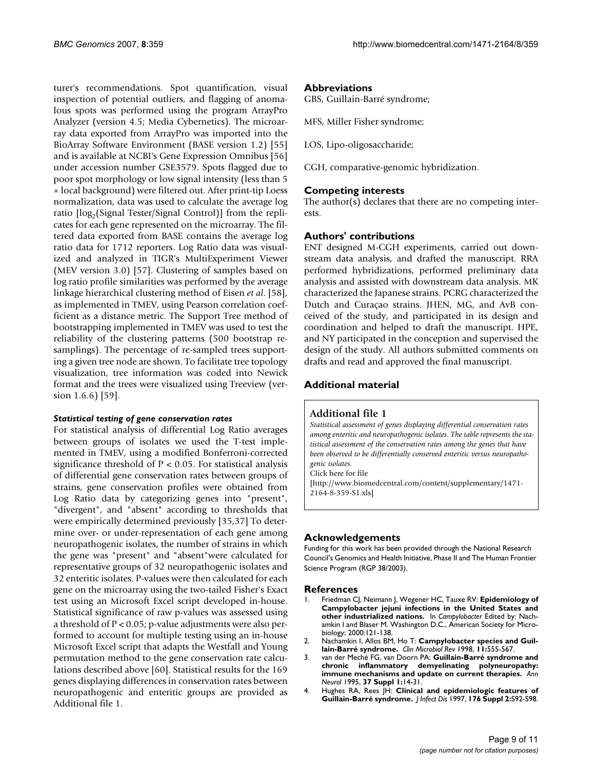turer's recommendations. Spot quantification, visual inspection of potential outliers, and flagging of anomalous spots was performed using the program ArrayPro Analyzer (version 4.5; Media Cybernetics). The microarray data exported from ArrayPro was imported into the BioArray Software Environment (BASE version 1.2) [55] and is available at NCBI's Gene Expression Omnibus [56] under accession number GSE3579. Spots flagged due to poor spot morphology or low signal intensity (less than 5 × local background) were filtered out. After print-tip Loess normalization, data was used to calculate the average log ratio [$\log_2$(Signal Tester/Signal Control)] from the replicates for each gene represented on the microarray. The filtered data exported from BASE contains the average log ratio data for 1712 reporters. Log Ratio data was visualized and analyzed in TIGR's MultiExperiment Viewer (MEV version 3.0) [57]. Clustering of samples based on log ratio profile similarities was performed by the average linkage hierarchical clustering method of Eisen *et al*. [58], as implemented in TMEV, using Pearson correlation coefficient as a distance metric. The Support Tree method of bootstrapping implemented in TMEV was used to test the reliability of the clustering patterns (500 bootstrap re-samplings). The percentage of re-sampled trees supporting a given tree node are shown. To facilitate tree topology visualization, tree information was coded into Newick format and the trees were visualized using Treeview (version 1.6.6) [59].

#### *Statistical testing of gene conservation rates*

For statistical analysis of differential Log Ratio averages between groups of isolates we used the T-test implemented in TMEV, using a modified Bonferroni-corrected significance threshold of $P < 0.05$. For statistical analysis of differential gene conservation rates between groups of strains, gene conservation profiles were obtained from Log Ratio data by categorizing genes into "present", "divergent", and "absent" according to thresholds that were empirically determined previously [35,37] To determine over- or under-representation of each gene among neuropathogenic isolates, the number of strains in which the gene was "present" and "absent"were calculated for representative groups of 32 neuropathogenic isolates and 32 enteritic isolates. P-values were then calculated for each gene on the microarray using the two-tailed Fisher's Exact test using an Microsoft Excel script developed in-house. Statistical significance of raw p-values was assessed using a threshold of $P < 0.05$; p-value adjustments were also performed to account for multiple testing using an in-house Microsoft Excel script that adapts the Westfall and Young permutation method to the gene conservation rate calculations described above [60]. Statistical results for the 169 genes displaying differences in conservation rates between neuropathogenic and enteritic groups are provided as Additional file 1.

## Abbreviations

GBS, Guillain-Barré syndrome;

MFS, Miller Fisher syndrome;

LOS, Lipo-oligosaccharide;

CGH, comparative-genomic hybridization.

## Competing interests

The author(s) declares that there are no competing interests.

## Authors' contributions

ENT designed M-CGH experiments, carried out downstream data analysis, and drafted the manuscript. RRA performed hybridizations, performed preliminary data analysis and assisted with downstream data analysis. MK characterized the Japanese strains. PCRG characterized the Dutch and Curaçao strains. JHEN, MG, and AvB conceived of the study, and participated in its design and coordination and helped to draft the manuscript. HPE, and NY participated in the conception and supervised the design of the study. All authors submitted comments on drafts and read and approved the final manuscript.

## Additional material

**Additional file 1**

*Statistical assessment of genes displaying differential conservation rates among enteritic and neuropathogenic isolates. The table represents the statistical assessment of the conservation rates among the genes that have been observed to be differentially conserved enteritic versus neuropathogenic isolates.*

Click here for file

[http://www.biomedcentral.com/content/supplementary/1471-2164-8-359-S1.xls]

## Acknowledgements

Funding for this work has been provided through the National Research Council's Genomics and Health Initiative, Phase II and The Human Frontier Science Program (RGP 38/2003).

## References

1. Friedman CJ, Neimann J, Wegener HC, Tauxe RV: **Epidemiology of Campylobacter jejuni infections in the United States and other industrialized nations.** In *Campylobacter* Edited by: Nachamkin I and Blaser M. Washington D.C., American Society for Microbiology; 2000:121-138.
2. Nachamkin I, Allos BM, Ho T: **Campylobacter species and Guillain-Barré syndrome.** *Clin Microbiol Rev* 1998, **11:**555-567.
3. van der Meché FG, van Doorn PA: **Guillain-Barré syndrome and chronic inflammatory demyelinating polyneuropathy: immune mechanisms and update on current therapies.** *Ann Neurol* 1995, **37 Suppl 1:**14-31.
4. Hughes RA, Rees JH: **Clinical and epidemiologic features of Guillain-Barré syndrome.** *J Infect Dis* 1997, **176 Suppl 2:**S92-S98.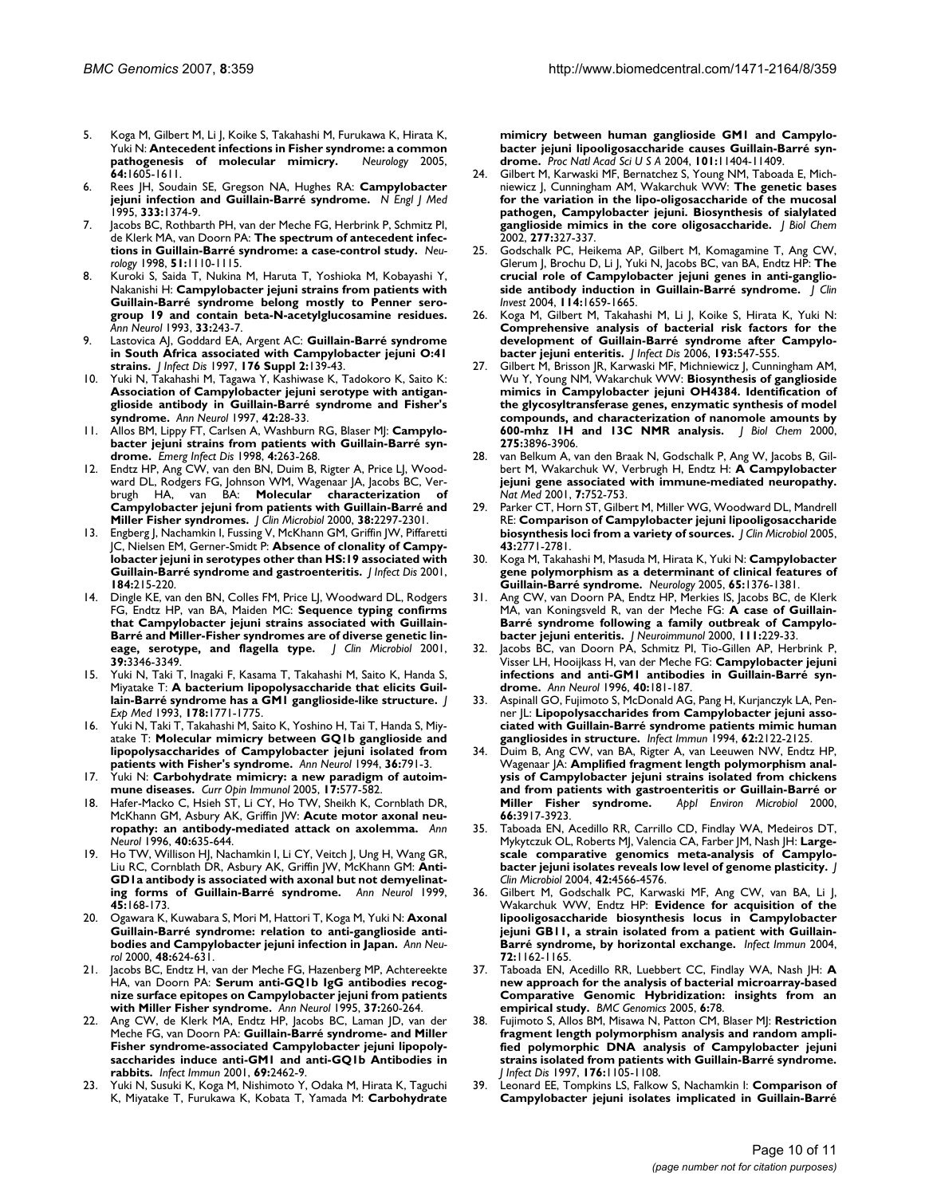5. Koga M, Gilbert M, Li J, Koike S, Takahashi M, Furukawa K, Hirata K, Yuki N: **Antecedent infections in Fisher syndrome: a common pathogenesis of molecular mimicry.** *Neurology* 2005, **64:**1605-1611.
6. Rees JH, Soudain SE, Gregson NA, Hughes RA: **Campylobacter jejuni infection and Guillain-Barré syndrome.** *N Engl J Med* 1995, **333:**1374-9.
7. Jacobs BC, Rothbarth PH, van der Meche FG, Herbrink P, Schmitz PI, de Klerk MA, van Doorn PA: **The spectrum of antecedent infections in Guillain-Barré syndrome: a case-control study.** *Neurology* 1998, **51:**1110-1115.
8. Kuroki S, Saida T, Nukina M, Haruta T, Yoshioka M, Kobayashi Y, Nakanishi H: **Campylobacter jejuni strains from patients with Guillain-Barré syndrome belong mostly to Penner serogroup 19 and contain beta-N-acetylglucosamine residues.** *Ann Neurol* 1993, **33:**243-7.
9. Lastovica AJ, Goddard EA, Argent AC: **Guillain-Barré syndrome in South Africa associated with Campylobacter jejuni O:41 strains.** *J Infect Dis* 1997, **176 Suppl 2:**139-43.
10. Yuki N, Takahashi M, Tagawa Y, Kashiwase K, Tadokoro K, Saito K: **Association of Campylobacter jejuni serotype with antiganglioside antibody in Guillain-Barré syndrome and Fisher's syndrome.** *Ann Neurol* 1997, **42:**28-33.
11. Allos BM, Lippy FT, Carlsen A, Washburn RG, Blaser MJ: **Campylobacter jejuni strains from patients with Guillain-Barré syndrome.** *Emerg Infect Dis* 1998, **4:**263-268.
12. Endtz HP, Ang CW, van den BN, Duim B, Rigter A, Price LJ, Woodward DL, Rodgers FG, Johnson WM, Wagenaar JA, Jacobs BC, Verbrugh HA, van BA: **Molecular characterization of Campylobacter jejuni from patients with Guillain-Barré and Miller Fisher syndromes.** *J Clin Microbiol* 2000, **38:**2297-2301.
13. Engberg J, Nachamkin I, Fussing V, McKhann GM, Griffin JW, Piffaretti JC, Nielsen EM, Gerner-Smidt P: **Absence of clonality of Campylobacter jejuni in serotypes other than HS:19 associated with Guillain-Barré syndrome and gastroenteritis.** *J Infect Dis* 2001, **184:**215-220.
14. Dingle KE, van den BN, Colles FM, Price LJ, Woodward DL, Rodgers FG, Endtz HP, van BA, Maiden MC: **Sequence typing confirms that Campylobacter jejuni strains associated with Guillain-Barré and Miller-Fisher syndromes are of diverse genetic lineage, serotype, and flagella type.** *J Clin Microbiol* 2001, **39:**3346-3349.
15. Yuki N, Taki T, Inagaki F, Kasama T, Takahashi M, Saito K, Handa S, Miyatake T: **A bacterium lipopolysaccharide that elicits Guillain-Barré syndrome has a GM1 ganglioside-like structure.** *J Exp Med* 1993, **178:**1771-1775.
16. Yuki N, Taki T, Takahashi M, Saito K, Yoshino H, Tai T, Handa S, Miyatake T: **Molecular mimicry between GQ1b ganglioside and lipopolysaccharides of Campylobacter jejuni isolated from patients with Fisher's syndrome.** *Ann Neurol* 1994, **36:**791-3.
17. Yuki N: **Carbohydrate mimicry: a new paradigm of autoimmune diseases.** *Curr Opin Immunol* 2005, **17:**577-582.
18. Hafer-Macko C, Hsieh ST, Li CY, Ho TW, Sheikh K, Cornblath DR, McKhann GM, Asbury AK, Griffin JW: **Acute motor axonal neuropathy: an antibody-mediated attack on axolemma.** *Ann Neurol* 1996, **40:**635-644.
19. Ho TW, Willison HJ, Nachamkin I, Li CY, Veitch J, Ung H, Wang GR, Liu RC, Cornblath DR, Asbury AK, Griffin JW, McKhann GM: **Anti-GD1a antibody is associated with axonal but not demyelinating forms of Guillain-Barré syndrome.** *Ann Neurol* 1999, **45:**168-173.
20. Ogawara K, Kuwabara S, Mori M, Hattori T, Koga M, Yuki N: **Axonal Guillain-Barré syndrome: relation to anti-ganglioside antibodies and Campylobacter jejuni infection in Japan.** *Ann Neurol* 2000, **48:**624-631.
21. Jacobs BC, Endtz H, van der Meche FG, Hazenberg MP, Achtereekte HA, van Doorn PA: **Serum anti-GQ1b IgG antibodies recognize surface epitopes on Campylobacter jejuni from patients with Miller Fisher syndrome.** *Ann Neurol* 1995, **37:**260-264.
22. Ang CW, de Klerk MA, Endtz HP, Jacobs BC, Laman JD, van der Meche FG, van Doorn PA: **Guillain-Barré syndrome- and Miller Fisher syndrome-associated Campylobacter jejuni lipopolysaccharides induce anti-GM1 and anti-GQ1b Antibodies in rabbits.** *Infect Immun* 2001, **69:**2462-9.
23. Yuki N, Susuki K, Koga M, Nishimoto Y, Odaka M, Hirata K, Taguchi K, Miyatake T, Furukawa K, Kobata T, Yamada M: **Carbohydrate mimicry between human ganglioside GM1 and Campylobacter jejuni lipooligosaccharide causes Guillain-Barré syndrome.** *Proc Natl Acad Sci U S A* 2004, **101:**11404-11409.
24. Gilbert M, Karwaski MF, Bernatchez S, Young NM, Taboada E, Michniewicz J, Cunningham AM, Wakarchuk WW: **The genetic bases for the variation in the lipo-oligosaccharide of the mucosal pathogen, Campylobacter jejuni. Biosynthesis of sialylated ganglioside mimics in the core oligosaccharide.** *J Biol Chem* 2002, **277:**327-337.
25. Godschalk PC, Heikema AP, Gilbert M, Komagamine T, Ang CW, Glerum J, Brochu D, Li J, Yuki N, Jacobs BC, van BA, Endtz HP: **The crucial role of Campylobacter jejuni genes in anti-ganglioside antibody induction in Guillain-Barré syndrome.** *J Clin Invest* 2004, **114:**1659-1665.
26. Koga M, Gilbert M, Takahashi M, Li J, Koike S, Hirata K, Yuki N: **Comprehensive analysis of bacterial risk factors for the development of Guillain-Barré syndrome after Campylobacter jejuni enteritis.** *J Infect Dis* 2006, **193:**547-555.
27. Gilbert M, Brisson JR, Karwaski MF, Michniewicz J, Cunningham AM, Wu Y, Young NM, Wakarchuk WW: **Biosynthesis of ganglioside mimics in Campylobacter jejuni OH4384. Identification of the glycosyltransferase genes, enzymatic synthesis of model compounds, and characterization of nanomole amounts by 600-mhz 1H and 13C NMR analysis.** *J Biol Chem* 2000, **275:**3896-3906.
28. van Belkum A, van den Braak N, Godschalk P, Ang W, Jacobs B, Gilbert M, Wakarchuk W, Verbrugh H, Endtz H: **A Campylobacter jejuni gene associated with immune-mediated neuropathy.** *Nat Med* 2001, **7:**752-753.
29. Parker CT, Horn ST, Gilbert M, Miller WG, Woodward DL, Mandrell RE: **Comparison of Campylobacter jejuni lipooligosaccharide biosynthesis loci from a variety of sources.** *J Clin Microbiol* 2005, **43:**2771-2781.
30. Koga M, Takahashi M, Masuda M, Hirata K, Yuki N: **Campylobacter gene polymorphism as a determinant of clinical features of Guillain-Barré syndrome.** *Neurology* 2005, **65:**1376-1381.
31. Ang CW, van Doorn PA, Endtz HP, Merkies IS, Jacobs BC, de Klerk MA, van Koningsveld R, van der Meche FG: **A case of Guillain-Barré syndrome following a family outbreak of Campylobacter jejuni enteritis.** *J Neuroimmunol* 2000, **111:**229-33.
32. Jacobs BC, van Doorn PA, Schmitz PI, Tio-Gillen AP, Herbrink P, Visser LH, Hooijkass H, van der Meche FG: **Campylobacter jejuni infections and anti-GM1 antibodies in Guillain-Barré syndrome.** *Ann Neurol* 1996, **40:**181-187.
33. Aspinall GO, Fujimoto S, McDonald AG, Pang H, Kurjanczyk LA, Penner JL: **Lipopolysaccharides from Campylobacter jejuni associated with Guillain-Barré syndrome patients mimic human gangliosides in structure.** *Infect Immun* 1994, **62:**2122-2125.
34. Duim B, Ang CW, van BA, Rigter A, van Leeuwen NW, Endtz HP, Wagenaar JA: **Amplified fragment length polymorphism analysis of Campylobacter jejuni strains isolated from chickens and from patients with gastroenteritis or Guillain-Barré or Miller Fisher syndrome.** *Appl Environ Microbiol* 2000, **66:**3917-3923.
35. Taboada EN, Acedillo RR, Carrillo CD, Findlay WA, Medeiros DT, Mykytczuk OL, Roberts MJ, Valencia CA, Farber JM, Nash JH: **Large-scale comparative genomics meta-analysis of Campylobacter jejuni isolates reveals low level of genome plasticity.** *J Clin Microbiol* 2004, **42:**4566-4576.
36. Gilbert M, Godschalk PC, Karwaski MF, Ang CW, van BA, Li J, Wakarchuk WW, Endtz HP: **Evidence for acquisition of the lipooligosaccharide biosynthesis locus in Campylobacter jejuni GB11, a strain isolated from a patient with Guillain-Barré syndrome, by horizontal exchange.** *Infect Immun* 2004, **72:**1162-1165.
37. Taboada EN, Acedillo RR, Luebbert CC, Findlay WA, Nash JH: **A new approach for the analysis of bacterial microarray-based Comparative Genomic Hybridization: insights from an empirical study.** *BMC Genomics* 2005, **6:**78.
38. Fujimoto S, Allos BM, Misawa N, Patton CM, Blaser MJ: **Restriction fragment length polymorphism analysis and random amplified polymorphic DNA analysis of Campylobacter jejuni strains isolated from patients with Guillain-Barré syndrome.** *J Infect Dis* 1997, **176:**1105-1108.
39. Leonard EE, Tompkins LS, Falkow S, Nachamkin I: **Comparison of Campylobacter jejuni isolates implicated in Guillain-Barré**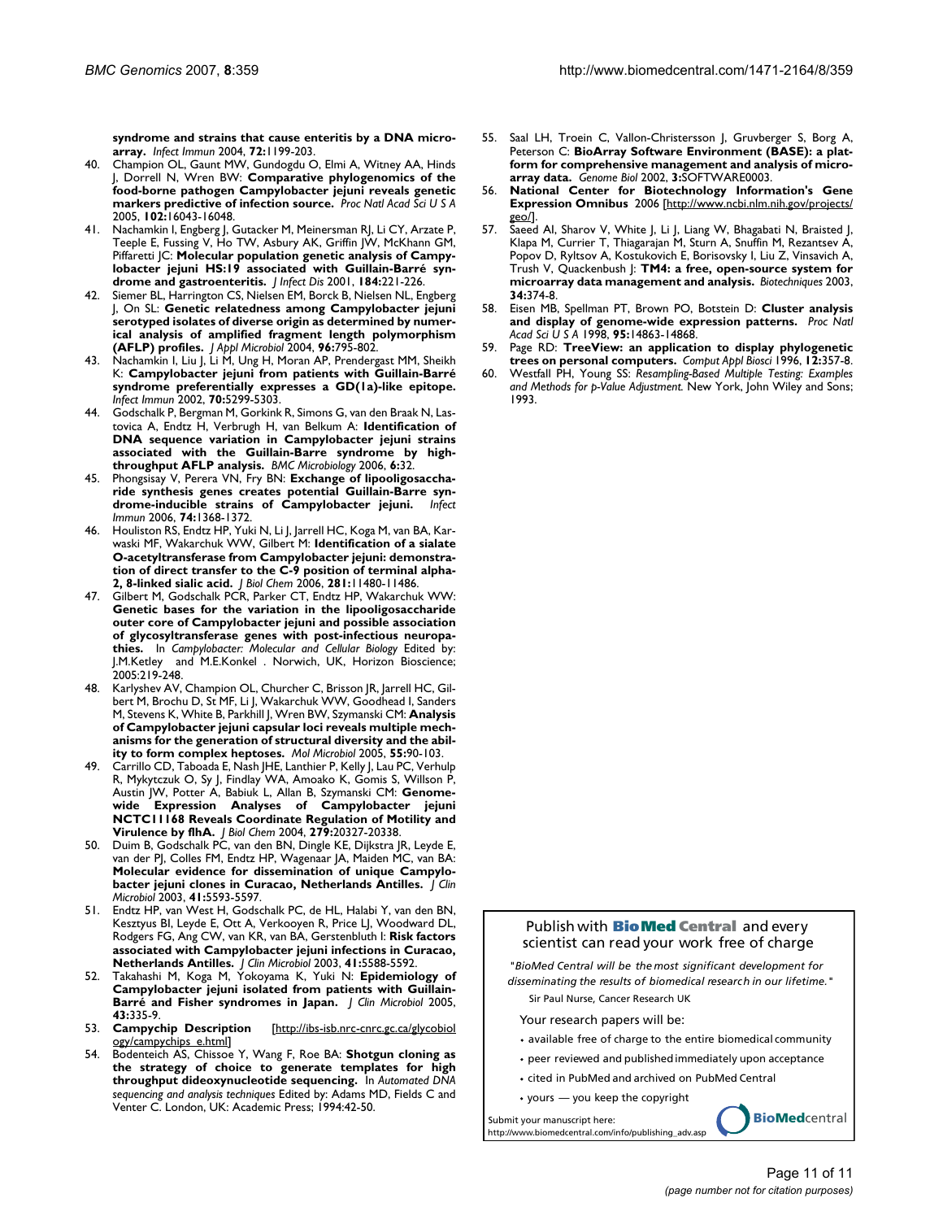syndrome and strains that cause enteritis by a DNA microarray. *Infect Immun* 2004, **72:**1199-203.

40. Champion OL, Gaunt MW, Gundogdu O, Elmi A, Witney AA, Hinds J, Dorrell N, Wren BW: **Comparative phylogenomics of the food-borne pathogen Campylobacter jejuni reveals genetic markers predictive of infection source.** *Proc Natl Acad Sci U S A* 2005, **102:**16043-16048.
41. Nachamkin I, Engberg J, Gutacker M, Meinersman RJ, Li CY, Arzate P, Teeple E, Fussing V, Ho TW, Asbury AK, Griffin JW, McKhann GM, Piffaretti JC: **Molecular population genetic analysis of Campylobacter jejuni HS:19 associated with Guillain-Barré syndrome and gastroenteritis.** *J Infect Dis* 2001, **184:**221-226.
42. Siemer BL, Harrington CS, Nielsen EM, Borck B, Nielsen NL, Engberg J, On SL: **Genetic relatedness among Campylobacter jejuni serotyped isolates of diverse origin as determined by numerical analysis of amplified fragment length polymorphism (AFLP) profiles.** *J Appl Microbiol* 2004, **96:**795-802.
43. Nachamkin I, Liu J, Li M, Ung H, Moran AP, Prendergast MM, Sheikh K: **Campylobacter jejuni from patients with Guillain-Barré syndrome preferentially expresses a GD(1a)-like epitope.** *Infect Immun* 2002, **70:**5299-5303.
44. Godschalk P, Bergman M, Gorkink R, Simons G, van den Braak N, Lastovica A, Endtz H, Verbrugh H, van Belkum A: **Identification of DNA sequence variation in Campylobacter jejuni strains associated with the Guillain-Barre syndrome by high-throughput AFLP analysis.** *BMC Microbiology* 2006, **6:**32.
45. Phongsisay V, Perera VN, Fry BN: **Exchange of lipooligosaccharide synthesis genes creates potential Guillain-Barre syndrome-inducible strains of Campylobacter jejuni.** *Infect Immun* 2006, **74:**1368-1372.
46. Houliston RS, Endtz HP, Yuki N, Li J, Jarrell HC, Koga M, van BA, Karwaski MF, Wakarchuk WW, Gilbert M: **Identification of a sialate O-acetyltransferase from Campylobacter jejuni: demonstration of direct transfer to the C-9 position of terminal alpha-2, 8-linked sialic acid.** *J Biol Chem* 2006, **281:**11480-11486.
47. Gilbert M, Godschalk PCR, Parker CT, Endtz HP, Wakarchuk WW: **Genetic bases for the variation in the lipooligosaccharide outer core of Campylobacter jejuni and possible association of glycosyltransferase genes with post-infectious neuropathies.** In *Campylobacter: Molecular and Cellular Biology* Edited by: J.M.Ketley and M.E.Konkel . Norwich, UK, Horizon Bioscience; 2005:219-248.
48. Karlyshev AV, Champion OL, Churcher C, Brisson JR, Jarrell HC, Gilbert M, Brochu D, St MF, Li J, Wakarchuk WW, Goodhead I, Sanders M, Stevens K, White B, Parkhill J, Wren BW, Szymanski CM: **Analysis of Campylobacter jejuni capsular loci reveals multiple mechanisms for the generation of structural diversity and the ability to form complex heptoses.** *Mol Microbiol* 2005, **55:**90-103.
49. Carrillo CD, Taboada E, Nash JHE, Lanthier P, Kelly J, Lau PC, Verhulp R, Mykytczuk O, Sy J, Findlay WA, Amoako K, Gomis S, Willson P, Austin JW, Potter A, Babiuk L, Allan B, Szymanski CM: **Genome-wide Expression Analyses of Campylobacter jejuni NCTC11168 Reveals Coordinate Regulation of Motility and Virulence by flhA.** *J Biol Chem* 2004, **279:**20327-20338.
50. Duim B, Godschalk PC, van den BN, Dingle KE, Dijkstra JR, Leyde E, van der PJ, Colles FM, Endtz HP, Wagenaar JA, Maiden MC, van BA: **Molecular evidence for dissemination of unique Campylobacter jejuni clones in Curacao, Netherlands Antilles.** *J Clin Microbiol* 2003, **41:**5593-5597.
51. Endtz HP, van West H, Godschalk PC, de HL, Halabi Y, van den BN, Kesztyus BI, Leyde E, Ott A, Verkooyen R, Price LJ, Woodward DL, Rodgers FG, Ang CW, van KR, van BA, Gerstenbluth I: **Risk factors associated with Campylobacter jejuni infections in Curacao, Netherlands Antilles.** *J Clin Microbiol* 2003, **41:**5588-5592.
52. Takahashi M, Koga M, Yokoyama K, Yuki N: **Epidemiology of Campylobacter jejuni isolated from patients with Guillain-Barré and Fisher syndromes in Japan.** *J Clin Microbiol* 2005, **43:**335-9.
53. **Campychip Description** [http://ibs-isb.nrc-cnrc.gc.ca/glycobiology/campychips_e.html]
54. Bodenteich AS, Chissoe Y, Wang F, Roe BA: **Shotgun cloning as the strategy of choice to generate templates for high throughput dideoxynucleotide sequencing.** In *Automated DNA sequencing and analysis techniques* Edited by: Adams MD, Fields C and Venter C. London, UK: Academic Press; 1994:42-50.
55. Saal LH, Troein C, Vallon-Christersson J, Gruvberger S, Borg A, Peterson C: **BioArray Software Environment (BASE): a platform for comprehensive management and analysis of microarray data.** *Genome Biol* 2002, **3:**SOFTWARE0003.
56. **National Center for Biotechnology Information's Gene Expression Omnibus** 2006 [http://www.ncbi.nlm.nih.gov/projects/geo/].
57. Saeed AI, Sharov V, White J, Li J, Liang W, Bhagabati N, Braisted J, Klapa M, Currier T, Thiagarajan M, Sturn A, Snuffin M, Rezantsev A, Popov D, Ryltsov A, Kostukovich E, Borisovsky I, Liu Z, Vinsavich A, Trush V, Quackenbush J: **TM4: a free, open-source system for microarray data management and analysis.** *Biotechniques* 2003, **34:**374-8.
58. Eisen MB, Spellman PT, Brown PO, Botstein D: **Cluster analysis and display of genome-wide expression patterns.** *Proc Natl Acad Sci U S A* 1998, **95:**14863-14868.
59. Page RD: **TreeView: an application to display phylogenetic trees on personal computers.** *Comput Appl Biosci* 1996, **12:**357-8.
60. Westfall PH, Young SS: *Resampling-Based Multiple Testing: Examples and Methods for p-Value Adjustment.* New York, John Wiley and Sons; 1993.

Publish with **BioMed Central** and every scientist can read your work free of charge

*"BioMed Central will be the most significant development for disseminating the results of biomedical research in our lifetime."*

Sir Paul Nurse, Cancer Research UK

Your research papers will be:

- available free of charge to the entire biomedical community
- peer reviewed and published immediately upon acceptance
- cited in PubMed and archived on PubMed Central
- yours — you keep the copyright

Submit your manuscript here:
http://www.biomedcentral.com/info/publishing_adv.asp

**BioMed**central